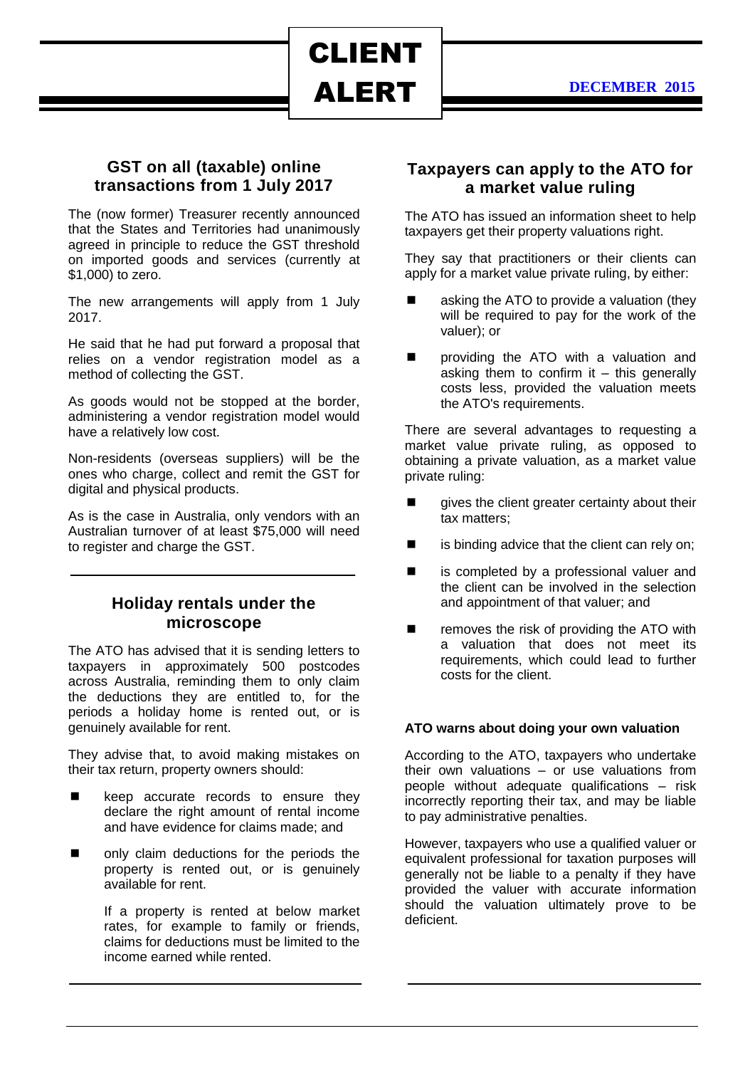# CLIENT ALERT

**DECEMBER 2015**

## GST on all (taxable) online transactions from 1 July 2017

The (now former) Treasurer recently announced that the States and Territories had unanimously agreed in principle to reduce the GST threshold on imported goods and services (currently at $1,000) to zero.

The new arrangements will apply from 1 July 2017.

He said that he had put forward a proposal that relies on a vendor registration model as a method of collecting the GST.

As goods would not be stopped at the border, administering a vendor registration model would have a relatively low cost.

Non-residents (overseas suppliers) will be the ones who charge, collect and remit the GST for digital and physical products.

As is the case in Australia, only vendors with an Australian turnover of at least $75,000 will need to register and charge the GST.

## Holiday rentals under the microscope

The ATO has advised that it is sending letters to taxpayers in approximately 500 postcodes across Australia, reminding them to only claim the deductions they are entitled to, for the periods a holiday home is rented out, or is genuinely available for rent.

They advise that, to avoid making mistakes on their tax return, property owners should:

- keep accurate records to ensure they declare the right amount of rental income and have evidence for claims made; and
- only claim deductions for the periods the property is rented out, or is genuinely available for rent.

  If a property is rented at below market rates, for example to family or friends, claims for deductions must be limited to the income earned while rented.

## Taxpayers can apply to the ATO for a market value ruling

The ATO has issued an information sheet to help taxpayers get their property valuations right.

They say that practitioners or their clients can apply for a market value private ruling, by either:

- asking the ATO to provide a valuation (they will be required to pay for the work of the valuer); or
- providing the ATO with a valuation and asking them to confirm it – this generally costs less, provided the valuation meets the ATO's requirements.

There are several advantages to requesting a market value private ruling, as opposed to obtaining a private valuation, as a market value private ruling:

- gives the client greater certainty about their tax matters;
- is binding advice that the client can rely on;
- is completed by a professional valuer and the client can be involved in the selection and appointment of that valuer; and
- removes the risk of providing the ATO with a valuation that does not meet its requirements, which could lead to further costs for the client.

**ATO warns about doing your own valuation**

According to the ATO, taxpayers who undertake their own valuations – or use valuations from people without adequate qualifications – risk incorrectly reporting their tax, and may be liable to pay administrative penalties.

However, taxpayers who use a qualified valuer or equivalent professional for taxation purposes will generally not be liable to a penalty if they have provided the valuer with accurate information should the valuation ultimately prove to be deficient.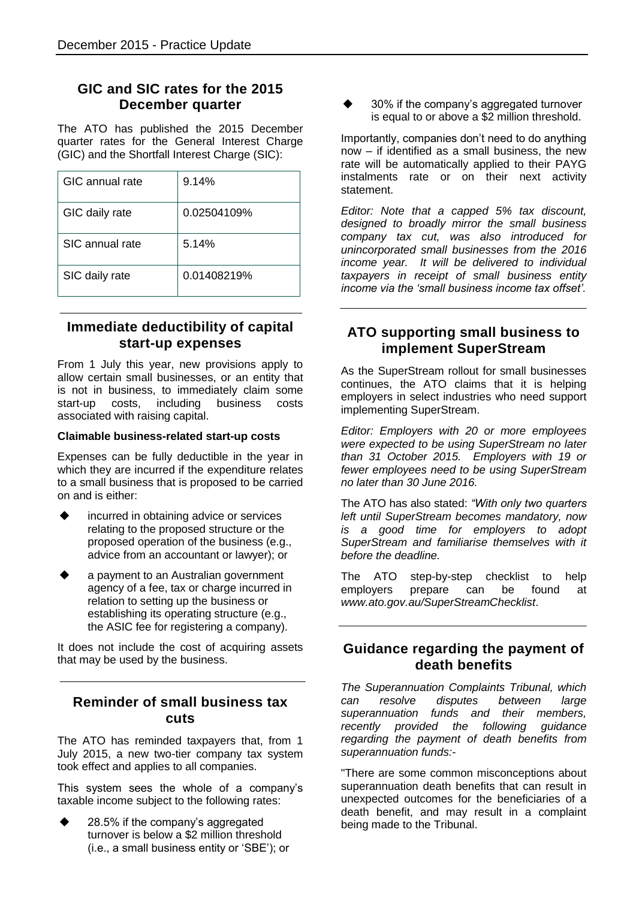## GIC and SIC rates for the 2015 December quarter

The ATO has published the 2015 December quarter rates for the General Interest Charge (GIC) and the Shortfall Interest Charge (SIC):

| | |
|---|---|
| GIC annual rate | 9.14% |
| GIC daily rate | 0.02504109% |
| SIC annual rate | 5.14% |
| SIC daily rate | 0.01408219% |

## Immediate deductibility of capital start-up expenses

From 1 July this year, new provisions apply to allow certain small businesses, or an entity that is not in business, to immediately claim some start-up costs, including business costs associated with raising capital.

**Claimable business-related start-up costs**

Expenses can be fully deductible in the year in which they are incurred if the expenditure relates to a small business that is proposed to be carried on and is either:

- incurred in obtaining advice or services relating to the proposed structure or the proposed operation of the business (e.g., advice from an accountant or lawyer); or
- a payment to an Australian government agency of a fee, tax or charge incurred in relation to setting up the business or establishing its operating structure (e.g., the ASIC fee for registering a company).

It does not include the cost of acquiring assets that may be used by the business.

## Reminder of small business tax cuts

The ATO has reminded taxpayers that, from 1 July 2015, a new two-tier company tax system took effect and applies to all companies.

This system sees the whole of a company's taxable income subject to the following rates:

- 28.5% if the company's aggregated turnover is below a $2 million threshold (i.e., a small business entity or 'SBE'); or
- 30% if the company's aggregated turnover is equal to or above a $2 million threshold.

Importantly, companies don't need to do anything now – if identified as a small business, the new rate will be automatically applied to their PAYG instalments rate or on their next activity statement.

*Editor: Note that a capped 5% tax discount, designed to broadly mirror the small business company tax cut, was also introduced for unincorporated small businesses from the 2016 income year. It will be delivered to individual taxpayers in receipt of small business entity income via the 'small business income tax offset'.*

## ATO supporting small business to implement SuperStream

As the SuperStream rollout for small businesses continues, the ATO claims that it is helping employers in select industries who need support implementing SuperStream.

*Editor: Employers with 20 or more employees were expected to be using SuperStream no later than 31 October 2015. Employers with 19 or fewer employees need to be using SuperStream no later than 30 June 2016.*

The ATO has also stated: *"With only two quarters left until SuperStream becomes mandatory, now is a good time for employers to adopt SuperStream and familiarise themselves with it before the deadline.*

The ATO step-by-step checklist to help employers prepare can be found at *www.ato.gov.au/SuperStreamChecklist*.

## Guidance regarding the payment of death benefits

*The Superannuation Complaints Tribunal, which can resolve disputes between large superannuation funds and their members, recently provided the following guidance regarding the payment of death benefits from superannuation funds:-*

"There are some common misconceptions about superannuation death benefits that can result in unexpected outcomes for the beneficiaries of a death benefit, and may result in a complaint being made to the Tribunal.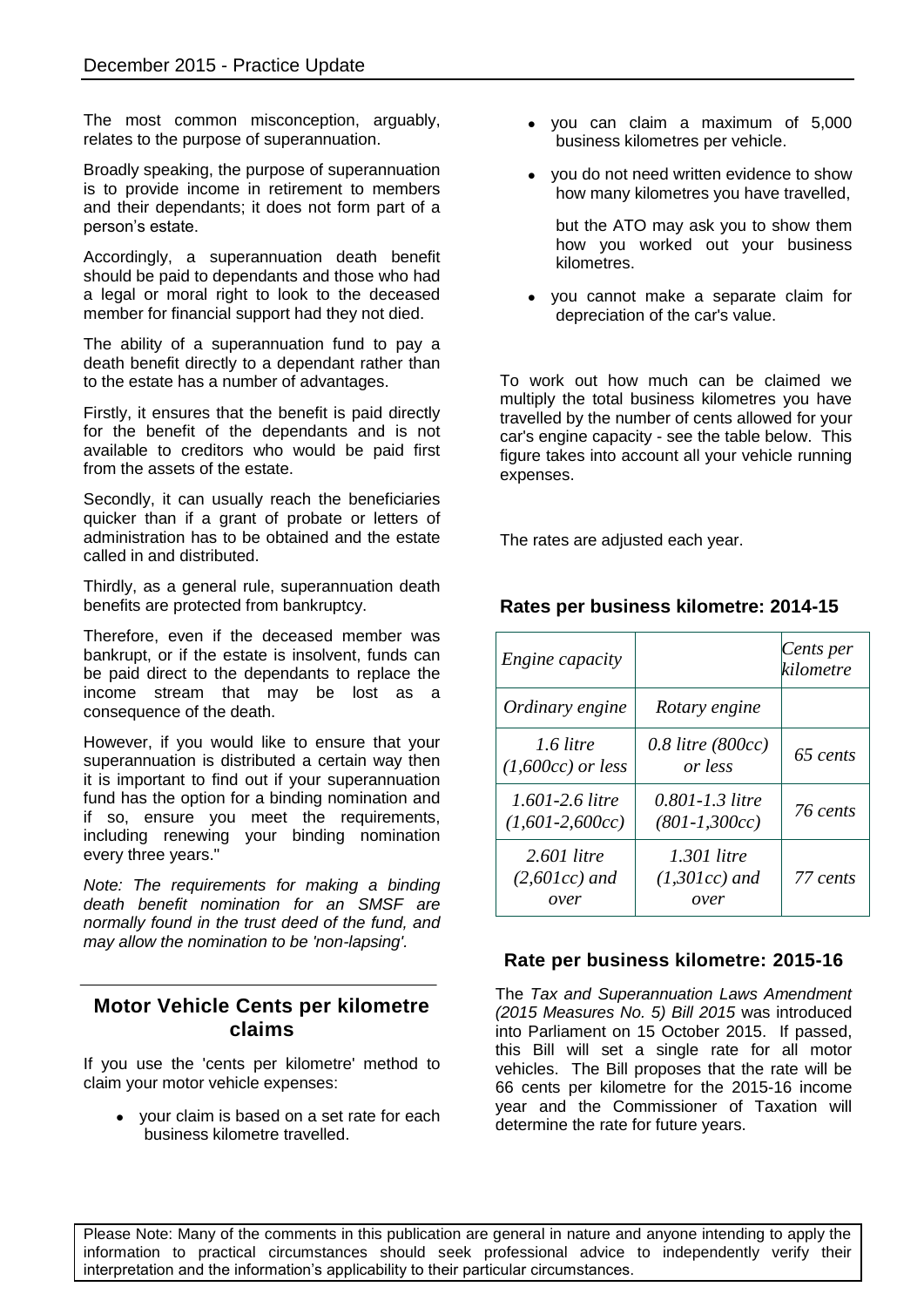The most common misconception, arguably, relates to the purpose of superannuation.

Broadly speaking, the purpose of superannuation is to provide income in retirement to members and their dependants; it does not form part of a person's estate.

Accordingly, a superannuation death benefit should be paid to dependants and those who had a legal or moral right to look to the deceased member for financial support had they not died.

The ability of a superannuation fund to pay a death benefit directly to a dependant rather than to the estate has a number of advantages.

Firstly, it ensures that the benefit is paid directly for the benefit of the dependants and is not available to creditors who would be paid first from the assets of the estate.

Secondly, it can usually reach the beneficiaries quicker than if a grant of probate or letters of administration has to be obtained and the estate called in and distributed.

Thirdly, as a general rule, superannuation death benefits are protected from bankruptcy.

Therefore, even if the deceased member was bankrupt, or if the estate is insolvent, funds can be paid direct to the dependants to replace the income stream that may be lost as a consequence of the death.

However, if you would like to ensure that your superannuation is distributed a certain way then it is important to find out if your superannuation fund has the option for a binding nomination and if so, ensure you meet the requirements, including renewing your binding nomination every three years."

*Note: The requirements for making a binding death benefit nomination for an SMSF are normally found in the trust deed of the fund, and may allow the nomination to be 'non-lapsing'.*

## Motor Vehicle Cents per kilometre claims

If you use the 'cents per kilometre' method to claim your motor vehicle expenses:

- your claim is based on a set rate for each business kilometre travelled.
- you can claim a maximum of 5,000 business kilometres per vehicle.
- you do not need written evidence to show how many kilometres you have travelled,

  but the ATO may ask you to show them how you worked out your business kilometres.
- you cannot make a separate claim for depreciation of the car's value.

To work out how much can be claimed we multiply the total business kilometres you have travelled by the number of cents allowed for your car's engine capacity - see the table below. This figure takes into account all your vehicle running expenses.

The rates are adjusted each year.

### Rates per business kilometre: 2014-15

| *Engine capacity* | | *Cents per kilometre* |
|---|---|---|
| *Ordinary engine* | *Rotary engine* | |
| *1.6 litre (1,600cc) or less* | *0.8 litre (800cc) or less* | *65 cents* |
| *1.601-2.6 litre (1,601-2,600cc)* | *0.801-1.3 litre (801-1,300cc)* | *76 cents* |
| *2.601 litre (2,601cc) and over* | *1.301 litre (1,301cc) and over* | *77 cents* |

### Rate per business kilometre: 2015-16

The *Tax and Superannuation Laws Amendment (2015 Measures No. 5) Bill 2015* was introduced into Parliament on 15 October 2015. If passed, this Bill will set a single rate for all motor vehicles. The Bill proposes that the rate will be 66 cents per kilometre for the 2015-16 income year and the Commissioner of Taxation will determine the rate for future years.

Please Note: Many of the comments in this publication are general in nature and anyone intending to apply the information to practical circumstances should seek professional advice to independently verify their interpretation and the information's applicability to their particular circumstances.